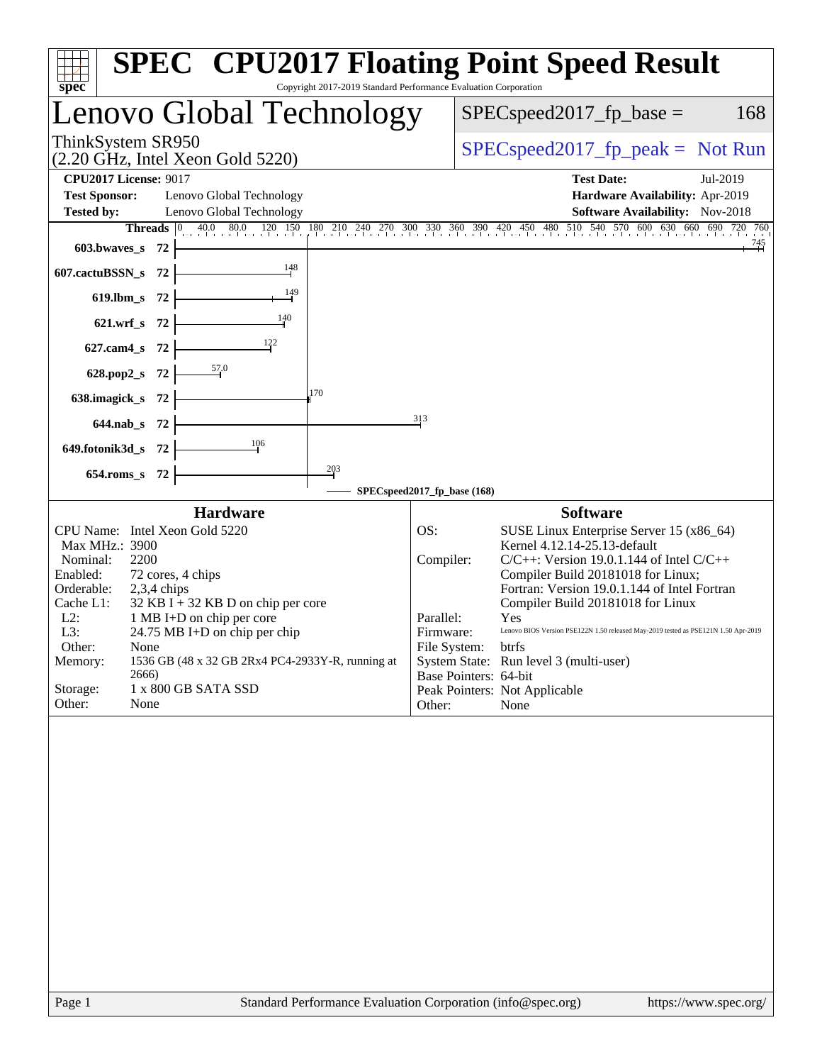# SPEC CPU2017 Floating Point Speed Result

Copyright 2017-2019 Standard Performance Evaluation Corporation

## Lenovo Global Technology

ThinkSystem SR950
(2.20 GHz, Intel Xeon Gold 5220)

SPECspeed2017_fp_base = 168

SPECspeed2017_fp_peak = Not Run

**CPU2017 License:** 9017
**Test Sponsor:** Lenovo Global Technology
**Tested by:** Lenovo Global Technology

**Test Date:** Jul-2019
**Hardware Availability:** Apr-2019
**Software Availability:** Nov-2018

| Benchmark | Threads | SPECspeed2017_fp_base (168) |
|---|---|---|
| 603.bwaves_s | 72 | 745 |
| 607.cactuBSSN_s | 72 | 148 |
| 619.lbm_s | 72 | 149 |
| 621.wrf_s | 72 | 140 |
| 627.cam4_s | 72 | 122 |
| 628.pop2_s | 72 | 57.0 |
| 638.imagick_s | 72 | 170 |
| 644.nab_s | 72 | 313 |
| 649.fotonik3d_s | 72 | 106 |
| 654.roms_s | 72 | 203 |

### Hardware

| | |
|---|---|
| CPU Name: | Intel Xeon Gold 5220 |
| Max MHz.: | 3900 |
| Nominal: | 2200 |
| Enabled: | 72 cores, 4 chips |
| Orderable: | 2,3,4 chips |
| Cache L1: | 32 KB I + 32 KB D on chip per core |
| L2: | 1 MB I+D on chip per core |
| L3: | 24.75 MB I+D on chip per chip |
| Other: | None |
| Memory: | 1536 GB (48 x 32 GB 2Rx4 PC4-2933Y-R, running at 2666) |
| Storage: | 1 x 800 GB SATA SSD |
| Other: | None |

### Software

| | |
|---|---|
| OS: | SUSE Linux Enterprise Server 15 (x86_64) Kernel 4.12.14-25.13-default |
| Compiler: | C/C++: Version 19.0.1.144 of Intel C/C++ Compiler Build 20181018 for Linux; Fortran: Version 19.0.1.144 of Intel Fortran Compiler Build 20181018 for Linux |
| Parallel: | Yes |
| Firmware: | Lenovo BIOS Version PSE122N 1.50 released May-2019 tested as PSE121N 1.50 Apr-2019 |
| File System: | btrfs |
| System State: | Run level 3 (multi-user) |
| Base Pointers: | 64-bit |
| Peak Pointers: | Not Applicable |
| Other: | None |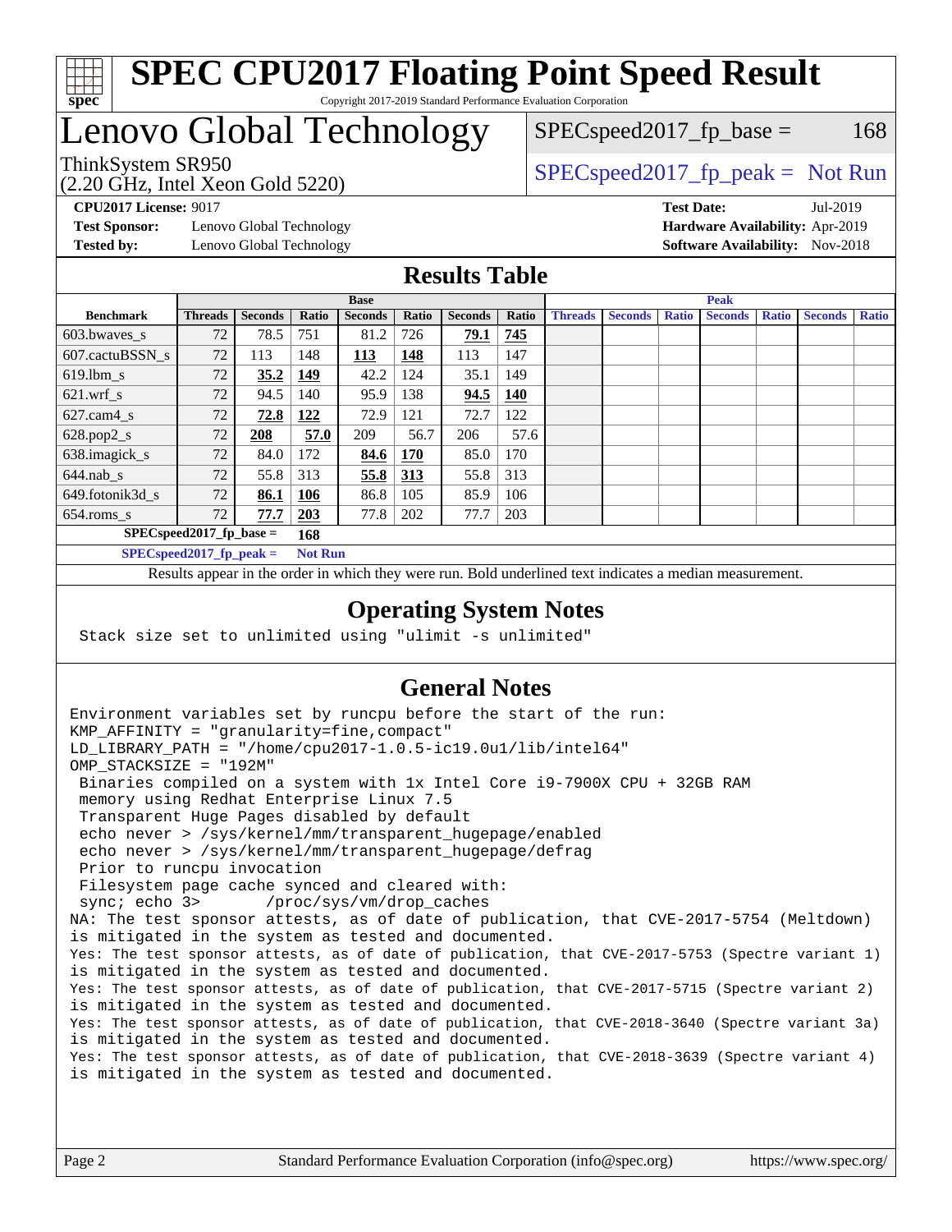# SPEC CPU2017 Floating Point Speed Result

Copyright 2017-2019 Standard Performance Evaluation Corporation

## Lenovo Global Technology

ThinkSystem SR950
(2.20 GHz, Intel Xeon Gold 5220)

SPECspeed2017_fp_base = 168

SPECspeed2017_fp_peak = Not Run

**CPU2017 License:** 9017
**Test Sponsor:** Lenovo Global Technology
**Tested by:** Lenovo Global Technology

**Test Date:** Jul-2019
**Hardware Availability:** Apr-2019
**Software Availability:** Nov-2018

## Results Table

| | Base | | | | | | | Peak | | | | | | |
|---|---|---|---|---|---|---|---|---|---|---|---|---|---|---|
| **Benchmark** | **Threads** | **Seconds** | **Ratio** | **Seconds** | **Ratio** | **Seconds** | **Ratio** | **Threads** | **Seconds** | **Ratio** | **Seconds** | **Ratio** | **Seconds** | **Ratio** |
| 603.bwaves_s | 72 | 78.5 | 751 | 81.2 | 726 | **79.1** | **745** | | | | | | | |
| 607.cactuBSSN_s | 72 | 113 | 148 | **113** | **148** | 113 | 147 | | | | | | | |
| 619.lbm_s | 72 | **35.2** | **149** | 42.2 | 124 | 35.1 | 149 | | | | | | | |
| 621.wrf_s | 72 | 94.5 | 140 | 95.9 | 138 | **94.5** | **140** | | | | | | | |
| 627.cam4_s | 72 | **72.8** | **122** | 72.9 | 121 | 72.7 | 122 | | | | | | | |
| 628.pop2_s | 72 | **208** | **57.0** | 209 | 56.7 | 206 | 57.6 | | | | | | | |
| 638.imagick_s | 72 | 84.0 | 172 | **84.6** | **170** | 85.0 | 170 | | | | | | | |
| 644.nab_s | 72 | 55.8 | 313 | **55.8** | **313** | 55.8 | 313 | | | | | | | |
| 649.fotonik3d_s | 72 | **86.1** | **106** | 86.8 | 105 | 85.9 | 106 | | | | | | | |
| 654.roms_s | 72 | **77.7** | **203** | 77.8 | 202 | 77.7 | 203 | | | | | | | |

**SPECspeed2017_fp_base = 168**

**SPECspeed2017_fp_peak = Not Run**

Results appear in the order in which they were run. Bold underlined text indicates a median measurement.

## Operating System Notes

```
Stack size set to unlimited using "ulimit -s unlimited"
```

## General Notes

```
Environment variables set by runcpu before the start of the run:
KMP_AFFINITY = "granularity=fine,compact"
LD_LIBRARY_PATH = "/home/cpu2017-1.0.5-ic19.0u1/lib/intel64"
OMP_STACKSIZE = "192M"
 Binaries compiled on a system with 1x Intel Core i9-7900X CPU + 32GB RAM
 memory using Redhat Enterprise Linux 7.5
 Transparent Huge Pages disabled by default
 echo never > /sys/kernel/mm/transparent_hugepage/enabled
 echo never > /sys/kernel/mm/transparent_hugepage/defrag
 Prior to runcpu invocation
 Filesystem page cache synced and cleared with:
 sync; echo 3>       /proc/sys/vm/drop_caches
NA: The test sponsor attests, as of date of publication, that CVE-2017-5754 (Meltdown)
is mitigated in the system as tested and documented.
Yes: The test sponsor attests, as of date of publication, that CVE-2017-5753 (Spectre variant 1)
is mitigated in the system as tested and documented.
Yes: The test sponsor attests, as of date of publication, that CVE-2017-5715 (Spectre variant 2)
is mitigated in the system as tested and documented.
Yes: The test sponsor attests, as of date of publication, that CVE-2018-3640 (Spectre variant 3a)
is mitigated in the system as tested and documented.
Yes: The test sponsor attests, as of date of publication, that CVE-2018-3639 (Spectre variant 4)
is mitigated in the system as tested and documented.
```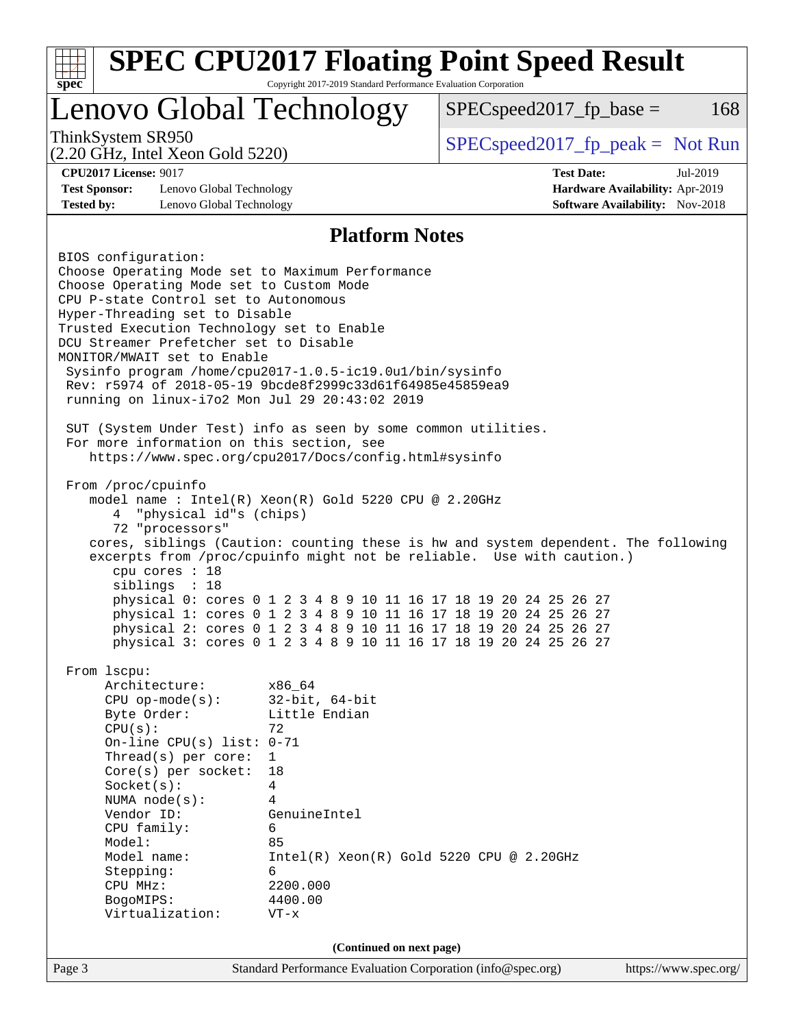# SPEC CPU2017 Floating Point Speed Result

Copyright 2017-2019 Standard Performance Evaluation Corporation

## Lenovo Global Technology

ThinkSystem SR950
(2.20 GHz, Intel Xeon Gold 5220)

SPECspeed2017_fp_base = 168

SPECspeed2017_fp_peak = Not Run

**CPU2017 License:** 9017
**Test Sponsor:** Lenovo Global Technology
**Tested by:** Lenovo Global Technology

**Test Date:** Jul-2019
**Hardware Availability:** Apr-2019
**Software Availability:** Nov-2018

## Platform Notes

```
BIOS configuration:
Choose Operating Mode set to Maximum Performance
Choose Operating Mode set to Custom Mode
CPU P-state Control set to Autonomous
Hyper-Threading set to Disable
Trusted Execution Technology set to Enable
DCU Streamer Prefetcher set to Disable
MONITOR/MWAIT set to Enable
 Sysinfo program /home/cpu2017-1.0.5-ic19.0u1/bin/sysinfo
 Rev: r5974 of 2018-05-19 9bcde8f2999c33d61f64985e45859ea9
 running on linux-i7o2 Mon Jul 29 20:43:02 2019

 SUT (System Under Test) info as seen by some common utilities.
 For more information on this section, see
    https://www.spec.org/cpu2017/Docs/config.html#sysinfo

 From /proc/cpuinfo
    model name : Intel(R) Xeon(R) Gold 5220 CPU @ 2.20GHz
       4  "physical id"s (chips)
       72 "processors"
    cores, siblings (Caution: counting these is hw and system dependent. The following
    excerpts from /proc/cpuinfo might not be reliable.  Use with caution.)
       cpu cores : 18
       siblings  : 18
       physical 0: cores 0 1 2 3 4 8 9 10 11 16 17 18 19 20 24 25 26 27
       physical 1: cores 0 1 2 3 4 8 9 10 11 16 17 18 19 20 24 25 26 27
       physical 2: cores 0 1 2 3 4 8 9 10 11 16 17 18 19 20 24 25 26 27
       physical 3: cores 0 1 2 3 4 8 9 10 11 16 17 18 19 20 24 25 26 27

 From lscpu:
      Architecture:        x86_64
      CPU op-mode(s):      32-bit, 64-bit
      Byte Order:          Little Endian
      CPU(s):              72
      On-line CPU(s) list: 0-71
      Thread(s) per core:  1
      Core(s) per socket:  18
      Socket(s):           4
      NUMA node(s):        4
      Vendor ID:           GenuineIntel
      CPU family:          6
      Model:               85
      Model name:          Intel(R) Xeon(R) Gold 5220 CPU @ 2.20GHz
      Stepping:            6
      CPU MHz:             2200.000
      BogoMIPS:            4400.00
      Virtualization:      VT-x
```

**(Continued on next page)**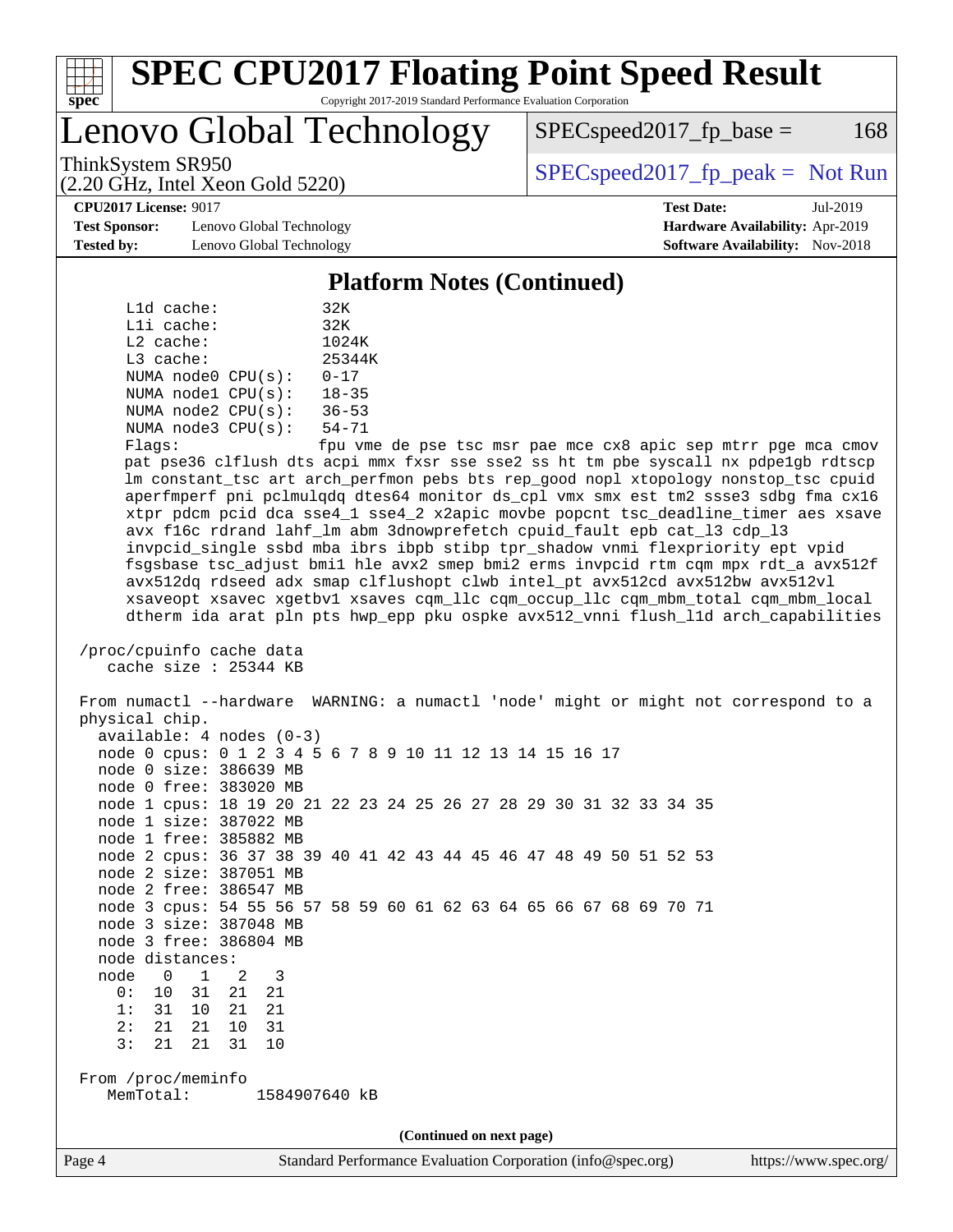## Platform Notes (Continued)

```
     L1d cache:           32K
     L1i cache:           32K
     L2 cache:            1024K
     L3 cache:            25344K
     NUMA node0 CPU(s):   0-17
     NUMA node1 CPU(s):   18-35
     NUMA node2 CPU(s):   36-53
     NUMA node3 CPU(s):   54-71
     Flags:               fpu vme de pse tsc msr pae mce cx8 apic sep mtrr pge mca cmov
     pat pse36 clflush dts acpi mmx fxsr sse sse2 ss ht tm pbe syscall nx pdpe1gb rdtscp
     lm constant_tsc art arch_perfmon pebs bts rep_good nopl xtopology nonstop_tsc cpuid
     aperfmperf pni pclmulqdq dtes64 monitor ds_cpl vmx smx est tm2 ssse3 sdbg fma cx16
     xtpr pdcm pcid dca sse4_1 sse4_2 x2apic movbe popcnt tsc_deadline_timer aes xsave
     avx f16c rdrand lahf_lm abm 3dnowprefetch cpuid_fault epb cat_l3 cdp_l3
     invpcid_single ssbd mba ibrs ibpb stibp tpr_shadow vnmi flexpriority ept vpid
     fsgsbase tsc_adjust bmi1 hle avx2 smep bmi2 erms invpcid rtm cqm mpx rdt_a avx512f
     avx512dq rdseed adx smap clflushopt clwb intel_pt avx512cd avx512bw avx512vl
     xsaveopt xsavec xgetbv1 xsaves cqm_llc cqm_occup_llc cqm_mbm_total cqm_mbm_local
     dtherm ida arat pln pts hwp_epp pku ospke avx512_vnni flush_l1d arch_capabilities

 /proc/cpuinfo cache data
    cache size : 25344 KB

 From numactl --hardware  WARNING: a numactl 'node' might or might not correspond to a
 physical chip.
   available: 4 nodes (0-3)
   node 0 cpus: 0 1 2 3 4 5 6 7 8 9 10 11 12 13 14 15 16 17
   node 0 size: 386639 MB
   node 0 free: 383020 MB
   node 1 cpus: 18 19 20 21 22 23 24 25 26 27 28 29 30 31 32 33 34 35
   node 1 size: 387022 MB
   node 1 free: 385882 MB
   node 2 cpus: 36 37 38 39 40 41 42 43 44 45 46 47 48 49 50 51 52 53
   node 2 size: 387051 MB
   node 2 free: 386547 MB
   node 3 cpus: 54 55 56 57 58 59 60 61 62 63 64 65 66 67 68 69 70 71
   node 3 size: 387048 MB
   node 3 free: 386804 MB
   node distances:
   node   0   1   2   3
     0:  10  31  21  21
     1:  31  10  21  21
     2:  21  21  10  31
     3:  21  21  31  10

 From /proc/meminfo
    MemTotal:       1584907640 kB
```

(Continued on next page)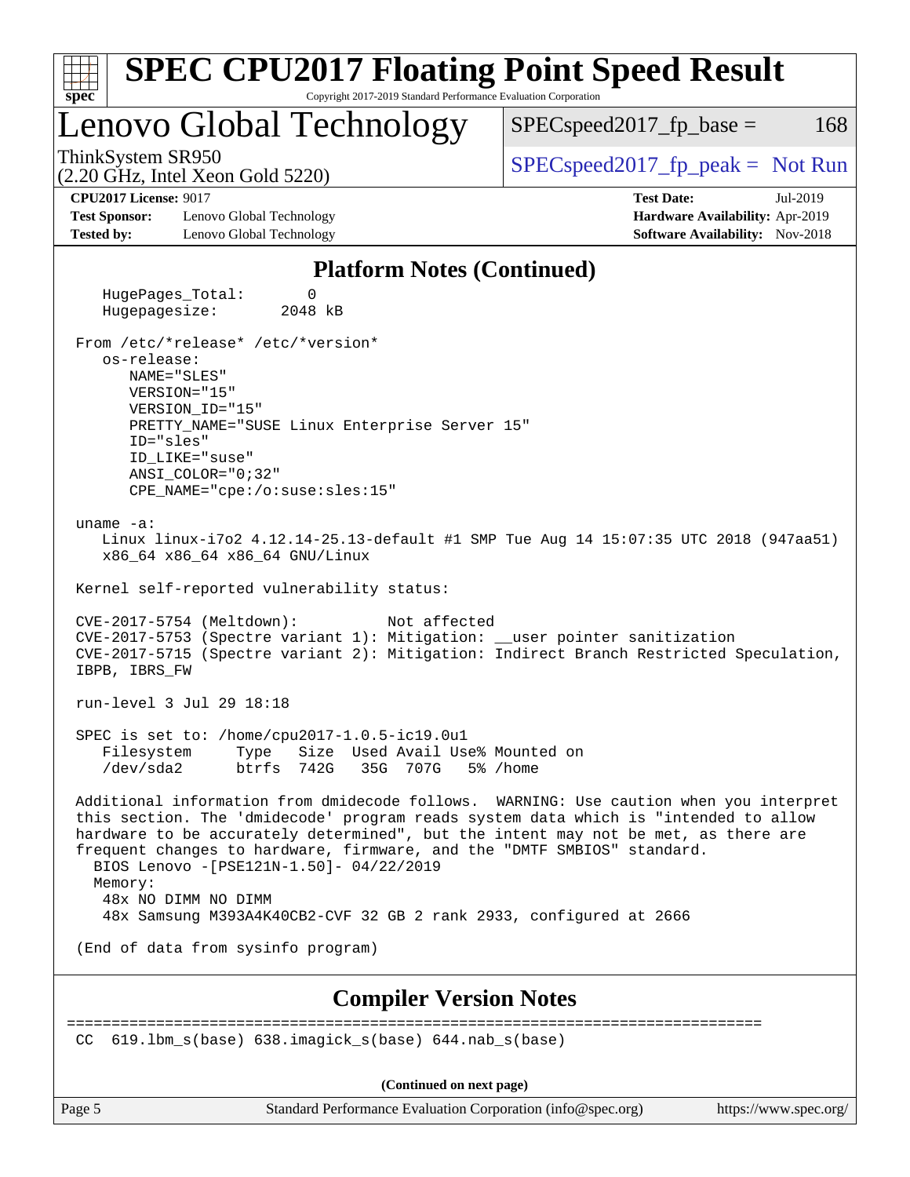## Platform Notes (Continued)

```
   HugePages_Total:       0
   Hugepagesize:       2048 kB

 From /etc/*release* /etc/*version*
    os-release:
       NAME="SLES"
       VERSION="15"
       VERSION_ID="15"
       PRETTY_NAME="SUSE Linux Enterprise Server 15"
       ID="sles"
       ID_LIKE="suse"
       ANSI_COLOR="0;32"
       CPE_NAME="cpe:/o:suse:sles:15"

 uname -a:
    Linux linux-i7o2 4.12.14-25.13-default #1 SMP Tue Aug 14 15:07:35 UTC 2018 (947aa51)
    x86_64 x86_64 x86_64 GNU/Linux

 Kernel self-reported vulnerability status:

 CVE-2017-5754 (Meltdown):          Not affected
 CVE-2017-5753 (Spectre variant 1): Mitigation: __user pointer sanitization
 CVE-2017-5715 (Spectre variant 2): Mitigation: Indirect Branch Restricted Speculation,
 IBPB, IBRS_FW

 run-level 3 Jul 29 18:18

 SPEC is set to: /home/cpu2017-1.0.5-ic19.0u1
    Filesystem     Type   Size  Used Avail Use% Mounted on
    /dev/sda2      btrfs  742G   35G  707G   5% /home

 Additional information from dmidecode follows.  WARNING: Use caution when you interpret
 this section. The 'dmidecode' program reads system data which is "intended to allow
 hardware to be accurately determined", but the intent may not be met, as there are
 frequent changes to hardware, firmware, and the "DMTF SMBIOS" standard.
   BIOS Lenovo -[PSE121N-1.50]- 04/22/2019
   Memory:
    48x NO DIMM NO DIMM
    48x Samsung M393A4K40CB2-CVF 32 GB 2 rank 2933, configured at 2666

 (End of data from sysinfo program)
```

## Compiler Version Notes

```
==============================================================================
 CC  619.lbm_s(base) 638.imagick_s(base) 644.nab_s(base)
```

(Continued on next page)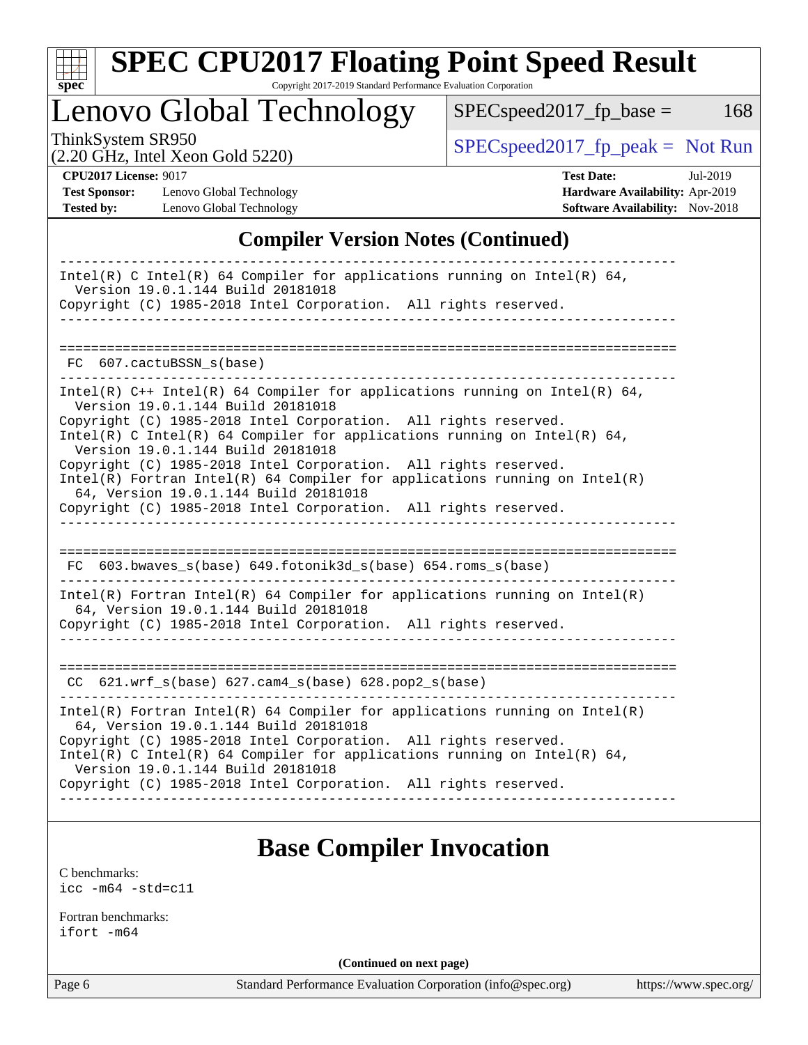## Compiler Version Notes (Continued)

```
------------------------------------------------------------------------------
Intel(R) C Intel(R) 64 Compiler for applications running on Intel(R) 64,
  Version 19.0.1.144 Build 20181018
Copyright (C) 1985-2018 Intel Corporation.  All rights reserved.
------------------------------------------------------------------------------

==============================================================================
 FC  607.cactuBSSN_s(base)
------------------------------------------------------------------------------
Intel(R) C++ Intel(R) 64 Compiler for applications running on Intel(R) 64,
  Version 19.0.1.144 Build 20181018
Copyright (C) 1985-2018 Intel Corporation.  All rights reserved.
Intel(R) C Intel(R) 64 Compiler for applications running on Intel(R) 64,
  Version 19.0.1.144 Build 20181018
Copyright (C) 1985-2018 Intel Corporation.  All rights reserved.
Intel(R) Fortran Intel(R) 64 Compiler for applications running on Intel(R)
  64, Version 19.0.1.144 Build 20181018
Copyright (C) 1985-2018 Intel Corporation.  All rights reserved.
------------------------------------------------------------------------------

==============================================================================
 FC  603.bwaves_s(base) 649.fotonik3d_s(base) 654.roms_s(base)
------------------------------------------------------------------------------
Intel(R) Fortran Intel(R) 64 Compiler for applications running on Intel(R)
  64, Version 19.0.1.144 Build 20181018
Copyright (C) 1985-2018 Intel Corporation.  All rights reserved.
------------------------------------------------------------------------------

==============================================================================
 CC  621.wrf_s(base) 627.cam4_s(base) 628.pop2_s(base)
------------------------------------------------------------------------------
Intel(R) Fortran Intel(R) 64 Compiler for applications running on Intel(R)
  64, Version 19.0.1.144 Build 20181018
Copyright (C) 1985-2018 Intel Corporation.  All rights reserved.
Intel(R) C Intel(R) 64 Compiler for applications running on Intel(R) 64,
  Version 19.0.1.144 Build 20181018
Copyright (C) 1985-2018 Intel Corporation.  All rights reserved.
------------------------------------------------------------------------------
```

## Base Compiler Invocation

C benchmarks:
icc -m64 -std=c11

Fortran benchmarks:
ifort -m64

(Continued on next page)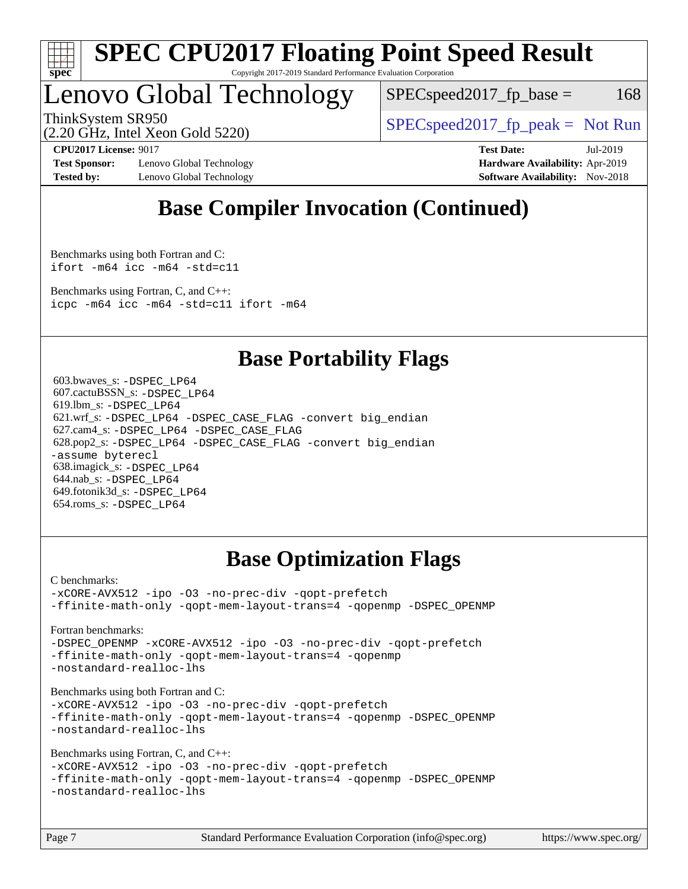# SPEC CPU2017 Floating Point Speed Result

Copyright 2017-2019 Standard Performance Evaluation Corporation

## Lenovo Global Technology

ThinkSystem SR950
(2.20 GHz, Intel Xeon Gold 5220)

SPECspeed2017_fp_base = 168

SPECspeed2017_fp_peak = Not Run

**CPU2017 License:** 9017
**Test Sponsor:** Lenovo Global Technology
**Tested by:** Lenovo Global Technology

**Test Date:** Jul-2019
**Hardware Availability:** Apr-2019
**Software Availability:** Nov-2018

## Base Compiler Invocation (Continued)

Benchmarks using both Fortran and C:
```
ifort -m64 icc -m64 -std=c11
```

Benchmarks using Fortran, C, and C++:
```
icpc -m64 icc -m64 -std=c11 ifort -m64
```

## Base Portability Flags

603.bwaves_s: -DSPEC_LP64
607.cactuBSSN_s: -DSPEC_LP64
619.lbm_s: -DSPEC_LP64
621.wrf_s: -DSPEC_LP64 -DSPEC_CASE_FLAG -convert big_endian
627.cam4_s: -DSPEC_LP64 -DSPEC_CASE_FLAG
628.pop2_s: -DSPEC_LP64 -DSPEC_CASE_FLAG -convert big_endian -assume byterecl
638.imagick_s: -DSPEC_LP64
644.nab_s: -DSPEC_LP64
649.fotonik3d_s: -DSPEC_LP64
654.roms_s: -DSPEC_LP64

## Base Optimization Flags

C benchmarks:
```
-xCORE-AVX512 -ipo -O3 -no-prec-div -qopt-prefetch
-ffinite-math-only -qopt-mem-layout-trans=4 -qopenmp -DSPEC_OPENMP
```

Fortran benchmarks:
```
-DSPEC_OPENMP -xCORE-AVX512 -ipo -O3 -no-prec-div -qopt-prefetch
-ffinite-math-only -qopt-mem-layout-trans=4 -qopenmp
-nostandard-realloc-lhs
```

Benchmarks using both Fortran and C:
```
-xCORE-AVX512 -ipo -O3 -no-prec-div -qopt-prefetch
-ffinite-math-only -qopt-mem-layout-trans=4 -qopenmp -DSPEC_OPENMP
-nostandard-realloc-lhs
```

Benchmarks using Fortran, C, and C++:
```
-xCORE-AVX512 -ipo -O3 -no-prec-div -qopt-prefetch
-ffinite-math-only -qopt-mem-layout-trans=4 -qopenmp -DSPEC_OPENMP
-nostandard-realloc-lhs
```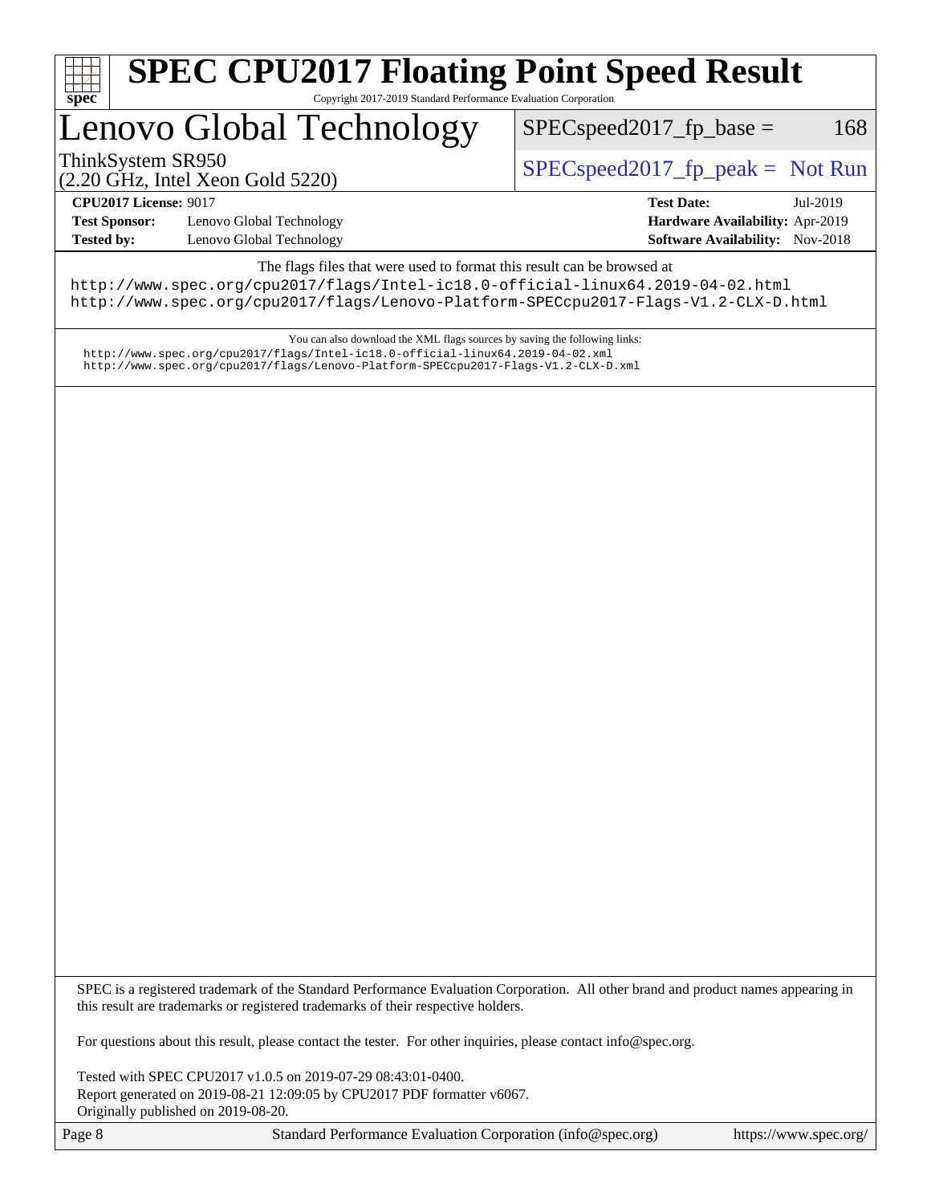The flags files that were used to format this result can be browsed at
http://www.spec.org/cpu2017/flags/Intel-ic18.0-official-linux64.2019-04-02.html
http://www.spec.org/cpu2017/flags/Lenovo-Platform-SPECcpu2017-Flags-V1.2-CLX-D.html

You can also download the XML flags sources by saving the following links:
http://www.spec.org/cpu2017/flags/Intel-ic18.0-official-linux64.2019-04-02.xml
http://www.spec.org/cpu2017/flags/Lenovo-Platform-SPECcpu2017-Flags-V1.2-CLX-D.xml

SPEC is a registered trademark of the Standard Performance Evaluation Corporation. All other brand and product names appearing in this result are trademarks or registered trademarks of their respective holders.

For questions about this result, please contact the tester. For other inquiries, please contact info@spec.org.

Tested with SPEC CPU2017 v1.0.5 on 2019-07-29 08:43:01-0400.
Report generated on 2019-08-21 12:09:05 by CPU2017 PDF formatter v6067.
Originally published on 2019-08-20.